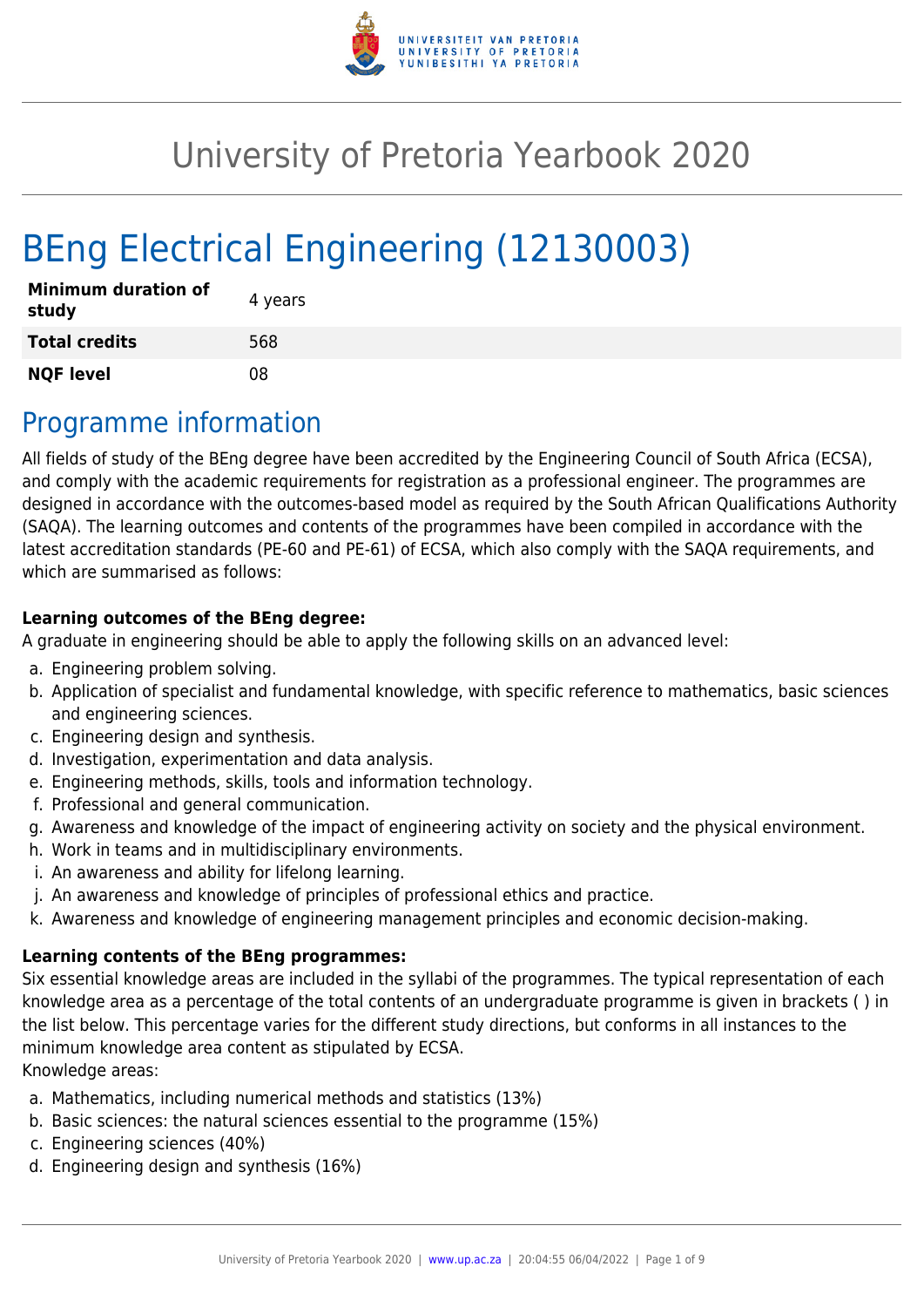# University of Pretoria Yearbook 2020

# BEng Electrical Engineering (12130003)

| | |
|---|---|
| **Minimum duration of study** | 4 years |
| **Total credits** | 568 |
| **NQF level** | 08 |

## Programme information

All fields of study of the BEng degree have been accredited by the Engineering Council of South Africa (ECSA), and comply with the academic requirements for registration as a professional engineer. The programmes are designed in accordance with the outcomes-based model as required by the South African Qualifications Authority (SAQA). The learning outcomes and contents of the programmes have been compiled in accordance with the latest accreditation standards (PE-60 and PE-61) of ECSA, which also comply with the SAQA requirements, and which are summarised as follows:

**Learning outcomes of the BEng degree:**
A graduate in engineering should be able to apply the following skills on an advanced level:

a. Engineering problem solving.
b. Application of specialist and fundamental knowledge, with specific reference to mathematics, basic sciences and engineering sciences.
c. Engineering design and synthesis.
d. Investigation, experimentation and data analysis.
e. Engineering methods, skills, tools and information technology.
f. Professional and general communication.
g. Awareness and knowledge of the impact of engineering activity on society and the physical environment.
h. Work in teams and in multidisciplinary environments.
i. An awareness and ability for lifelong learning.
j. An awareness and knowledge of principles of professional ethics and practice.
k. Awareness and knowledge of engineering management principles and economic decision-making.

**Learning contents of the BEng programmes:**
Six essential knowledge areas are included in the syllabi of the programmes. The typical representation of each knowledge area as a percentage of the total contents of an undergraduate programme is given in brackets ( ) in the list below. This percentage varies for the different study directions, but conforms in all instances to the minimum knowledge area content as stipulated by ECSA.
Knowledge areas:

a. Mathematics, including numerical methods and statistics (13%)
b. Basic sciences: the natural sciences essential to the programme (15%)
c. Engineering sciences (40%)
d. Engineering design and synthesis (16%)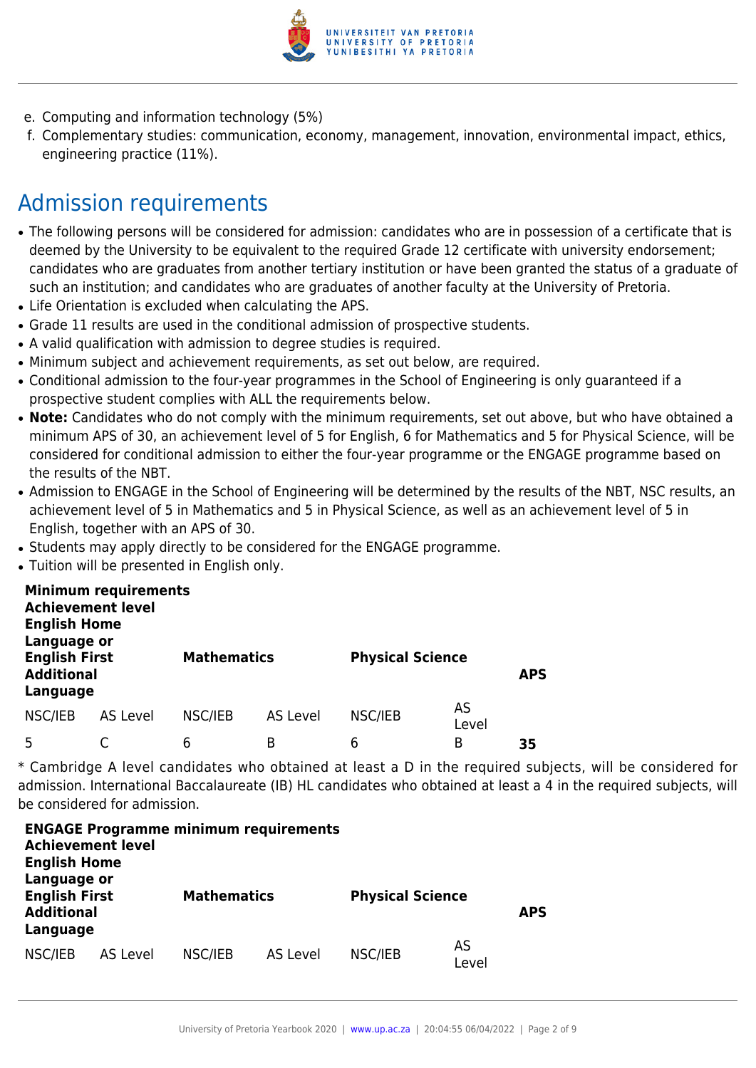e. Computing and information technology (5%)
f. Complementary studies: communication, economy, management, innovation, environmental impact, ethics, engineering practice (11%).

## Admission requirements

- The following persons will be considered for admission: candidates who are in possession of a certificate that is deemed by the University to be equivalent to the required Grade 12 certificate with university endorsement; candidates who are graduates from another tertiary institution or have been granted the status of a graduate of such an institution; and candidates who are graduates of another faculty at the University of Pretoria.
- Life Orientation is excluded when calculating the APS.
- Grade 11 results are used in the conditional admission of prospective students.
- A valid qualification with admission to degree studies is required.
- Minimum subject and achievement requirements, as set out below, are required.
- Conditional admission to the four-year programmes in the School of Engineering is only guaranteed if a prospective student complies with ALL the requirements below.
- **Note:** Candidates who do not comply with the minimum requirements, set out above, but who have obtained a minimum APS of 30, an achievement level of 5 for English, 6 for Mathematics and 5 for Physical Science, will be considered for conditional admission to either the four-year programme or the ENGAGE programme based on the results of the NBT.
- Admission to ENGAGE in the School of Engineering will be determined by the results of the NBT, NSC results, an achievement level of 5 in Mathematics and 5 in Physical Science, as well as an achievement level of 5 in English, together with an APS of 30.
- Students may apply directly to be considered for the ENGAGE programme.
- Tuition will be presented in English only.

**Minimum requirements**

| Achievement level English Home Language or English First Additional Language | | Mathematics | | Physical Science | | APS |
|---|---|---|---|---|---|---|
| NSC/IEB | AS Level | NSC/IEB | AS Level | NSC/IEB | AS Level | |
| 5 | C | 6 | B | 6 | B | **35** |

\* Cambridge A level candidates who obtained at least a D in the required subjects, will be considered for admission. International Baccalaureate (IB) HL candidates who obtained at least a 4 in the required subjects, will be considered for admission.

**ENGAGE Programme minimum requirements**

| Achievement level English Home Language or English First Additional Language | | Mathematics | | Physical Science | | APS |
|---|---|---|---|---|---|---|
| NSC/IEB | AS Level | NSC/IEB | AS Level | NSC/IEB | AS Level | |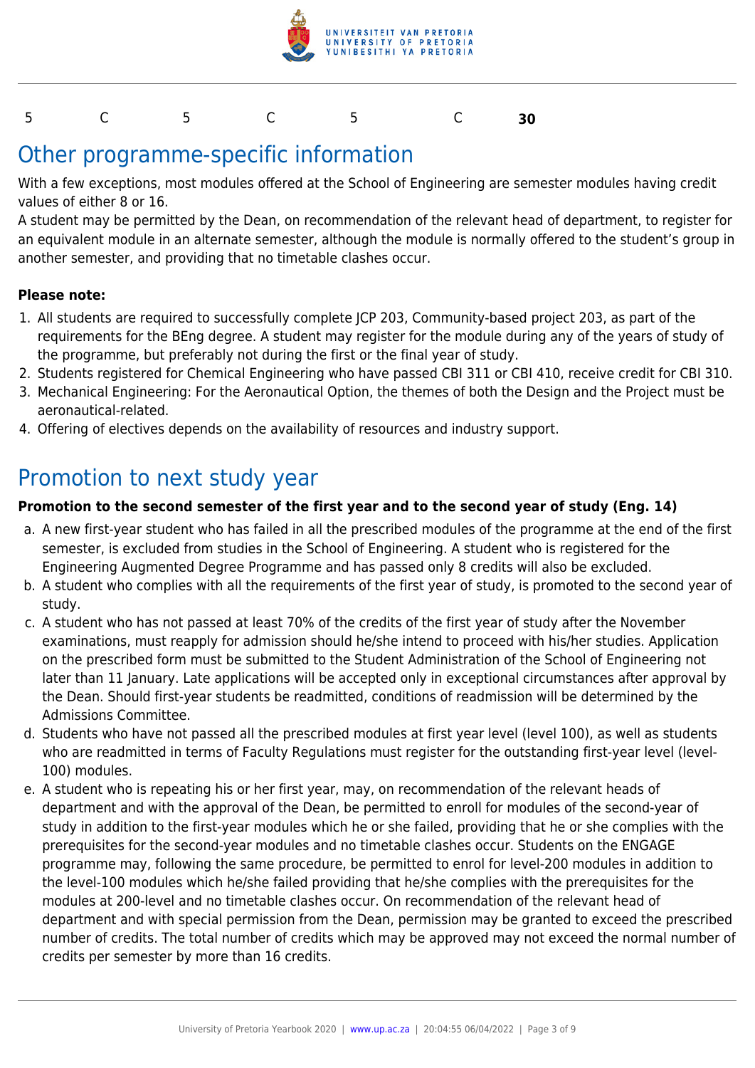| | | | | | | |
|---|---|---|---|---|---|---|
| 5 | C | 5 | C | 5 | C | **30** |

## Other programme-specific information

With a few exceptions, most modules offered at the School of Engineering are semester modules having credit values of either 8 or 16.

A student may be permitted by the Dean, on recommendation of the relevant head of department, to register for an equivalent module in an alternate semester, although the module is normally offered to the student's group in another semester, and providing that no timetable clashes occur.

**Please note:**

1. All students are required to successfully complete JCP 203, Community-based project 203, as part of the requirements for the BEng degree. A student may register for the module during any of the years of study of the programme, but preferably not during the first or the final year of study.
2. Students registered for Chemical Engineering who have passed CBI 311 or CBI 410, receive credit for CBI 310.
3. Mechanical Engineering: For the Aeronautical Option, the themes of both the Design and the Project must be aeronautical-related.
4. Offering of electives depends on the availability of resources and industry support.

## Promotion to next study year

**Promotion to the second semester of the first year and to the second year of study (Eng. 14)**

a. A new first-year student who has failed in all the prescribed modules of the programme at the end of the first semester, is excluded from studies in the School of Engineering. A student who is registered for the Engineering Augmented Degree Programme and has passed only 8 credits will also be excluded.
b. A student who complies with all the requirements of the first year of study, is promoted to the second year of study.
c. A student who has not passed at least 70% of the credits of the first year of study after the November examinations, must reapply for admission should he/she intend to proceed with his/her studies. Application on the prescribed form must be submitted to the Student Administration of the School of Engineering not later than 11 January. Late applications will be accepted only in exceptional circumstances after approval by the Dean. Should first-year students be readmitted, conditions of readmission will be determined by the Admissions Committee.
d. Students who have not passed all the prescribed modules at first year level (level 100), as well as students who are readmitted in terms of Faculty Regulations must register for the outstanding first-year level (level-100) modules.
e. A student who is repeating his or her first year, may, on recommendation of the relevant heads of department and with the approval of the Dean, be permitted to enroll for modules of the second-year of study in addition to the first-year modules which he or she failed, providing that he or she complies with the prerequisites for the second-year modules and no timetable clashes occur. Students on the ENGAGE programme may, following the same procedure, be permitted to enrol for level-200 modules in addition to the level-100 modules which he/she failed providing that he/she complies with the prerequisites for the modules at 200-level and no timetable clashes occur. On recommendation of the relevant head of department and with special permission from the Dean, permission may be granted to exceed the prescribed number of credits. The total number of credits which may be approved may not exceed the normal number of credits per semester by more than 16 credits.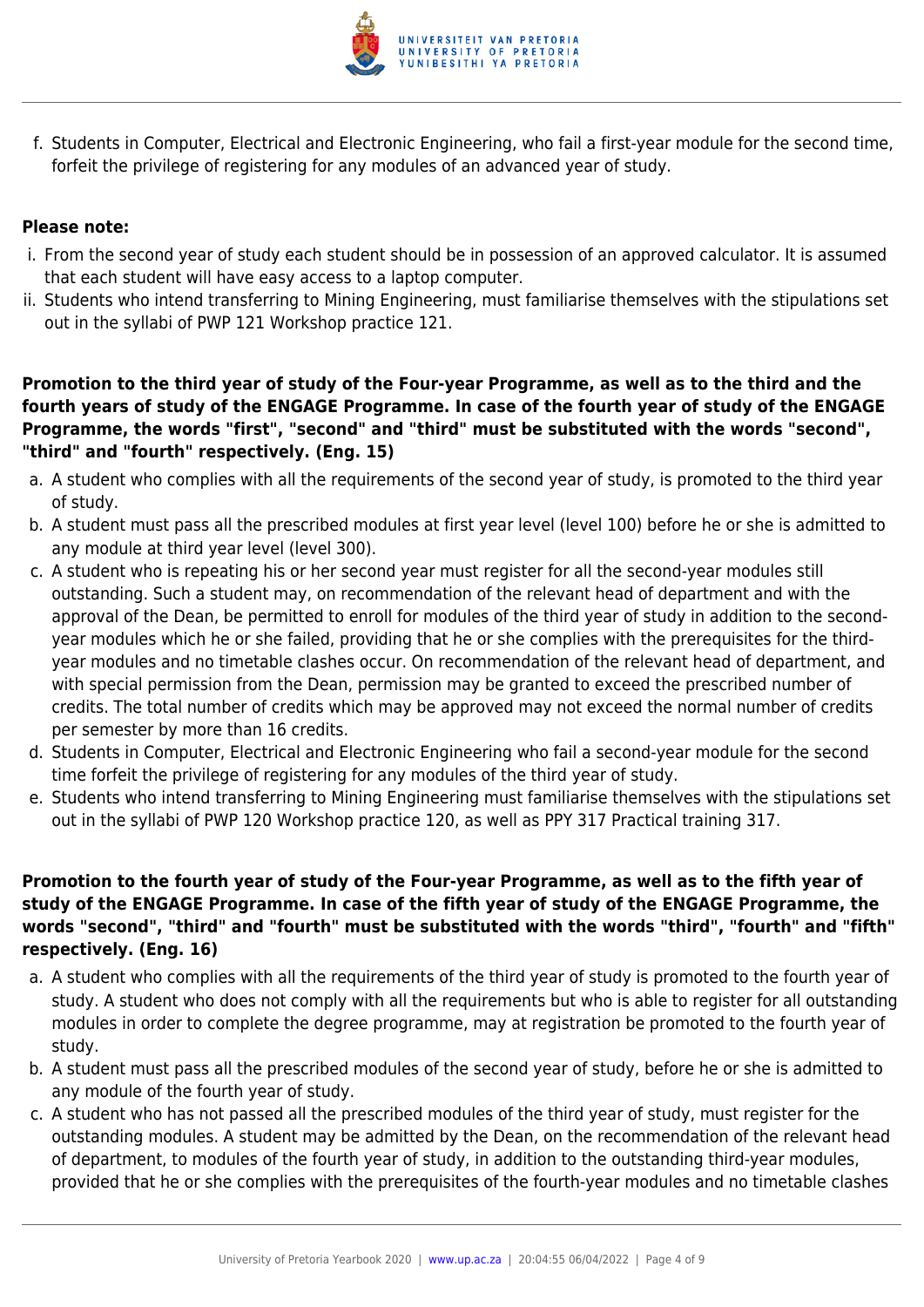f. Students in Computer, Electrical and Electronic Engineering, who fail a first-year module for the second time, forfeit the privilege of registering for any modules of an advanced year of study.

**Please note:**

i. From the second year of study each student should be in possession of an approved calculator. It is assumed that each student will have easy access to a laptop computer.
ii. Students who intend transferring to Mining Engineering, must familiarise themselves with the stipulations set out in the syllabi of PWP 121 Workshop practice 121.

**Promotion to the third year of study of the Four-year Programme, as well as to the third and the fourth years of study of the ENGAGE Programme. In case of the fourth year of study of the ENGAGE Programme, the words "first", "second" and "third" must be substituted with the words "second", "third" and "fourth" respectively. (Eng. 15)**

a. A student who complies with all the requirements of the second year of study, is promoted to the third year of study.
b. A student must pass all the prescribed modules at first year level (level 100) before he or she is admitted to any module at third year level (level 300).
c. A student who is repeating his or her second year must register for all the second-year modules still outstanding. Such a student may, on recommendation of the relevant head of department and with the approval of the Dean, be permitted to enroll for modules of the third year of study in addition to the second-year modules which he or she failed, providing that he or she complies with the prerequisites for the third-year modules and no timetable clashes occur. On recommendation of the relevant head of department, and with special permission from the Dean, permission may be granted to exceed the prescribed number of credits. The total number of credits which may be approved may not exceed the normal number of credits per semester by more than 16 credits.
d. Students in Computer, Electrical and Electronic Engineering who fail a second-year module for the second time forfeit the privilege of registering for any modules of the third year of study.
e. Students who intend transferring to Mining Engineering must familiarise themselves with the stipulations set out in the syllabi of PWP 120 Workshop practice 120, as well as PPY 317 Practical training 317.

**Promotion to the fourth year of study of the Four-year Programme, as well as to the fifth year of study of the ENGAGE Programme. In case of the fifth year of study of the ENGAGE Programme, the words "second", "third" and "fourth" must be substituted with the words "third", "fourth" and "fifth" respectively. (Eng. 16)**

a. A student who complies with all the requirements of the third year of study is promoted to the fourth year of study. A student who does not comply with all the requirements but who is able to register for all outstanding modules in order to complete the degree programme, may at registration be promoted to the fourth year of study.
b. A student must pass all the prescribed modules of the second year of study, before he or she is admitted to any module of the fourth year of study.
c. A student who has not passed all the prescribed modules of the third year of study, must register for the outstanding modules. A student may be admitted by the Dean, on the recommendation of the relevant head of department, to modules of the fourth year of study, in addition to the outstanding third-year modules, provided that he or she complies with the prerequisites of the fourth-year modules and no timetable clashes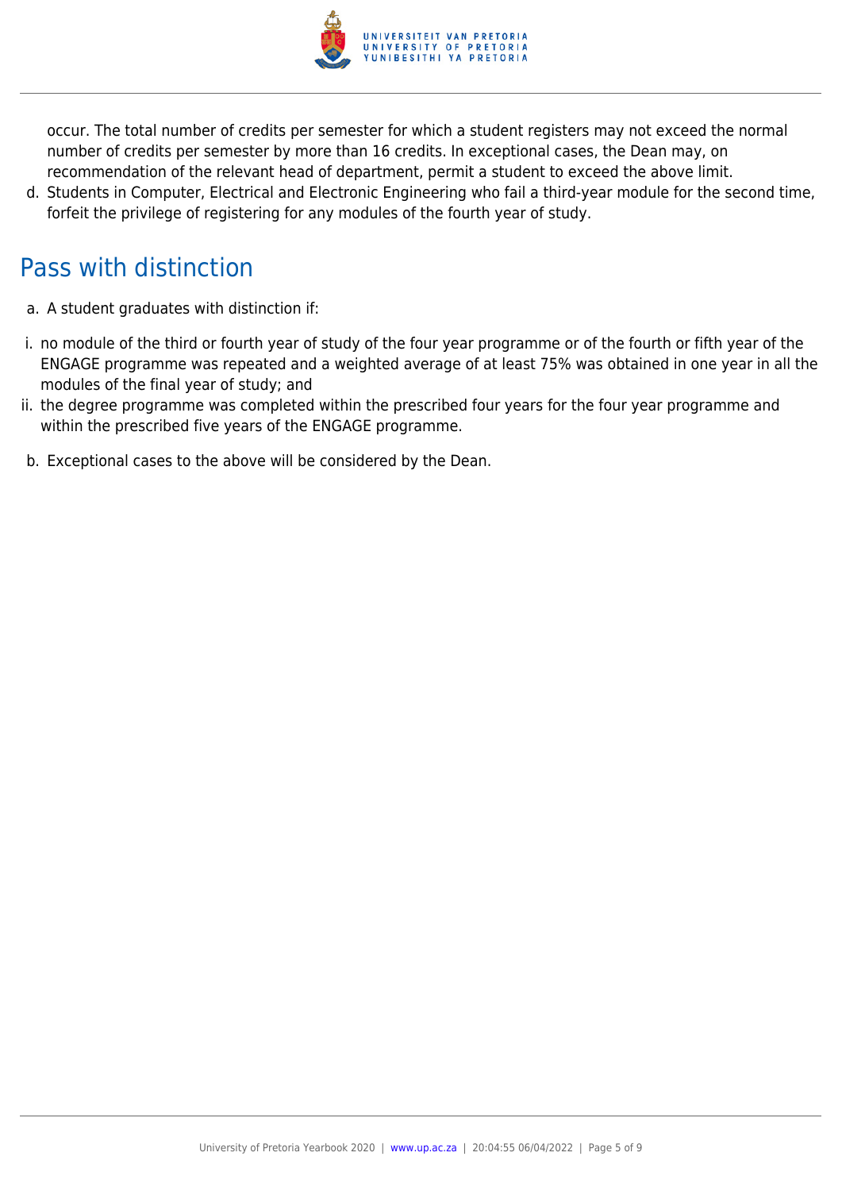occur. The total number of credits per semester for which a student registers may not exceed the normal number of credits per semester by more than 16 credits. In exceptional cases, the Dean may, on recommendation of the relevant head of department, permit a student to exceed the above limit.

d. Students in Computer, Electrical and Electronic Engineering who fail a third-year module for the second time, forfeit the privilege of registering for any modules of the fourth year of study.

## Pass with distinction

a. A student graduates with distinction if:

i. no module of the third or fourth year of study of the four year programme or of the fourth or fifth year of the ENGAGE programme was repeated and a weighted average of at least 75% was obtained in one year in all the modules of the final year of study; and

ii. the degree programme was completed within the prescribed four years for the four year programme and within the prescribed five years of the ENGAGE programme.

b. Exceptional cases to the above will be considered by the Dean.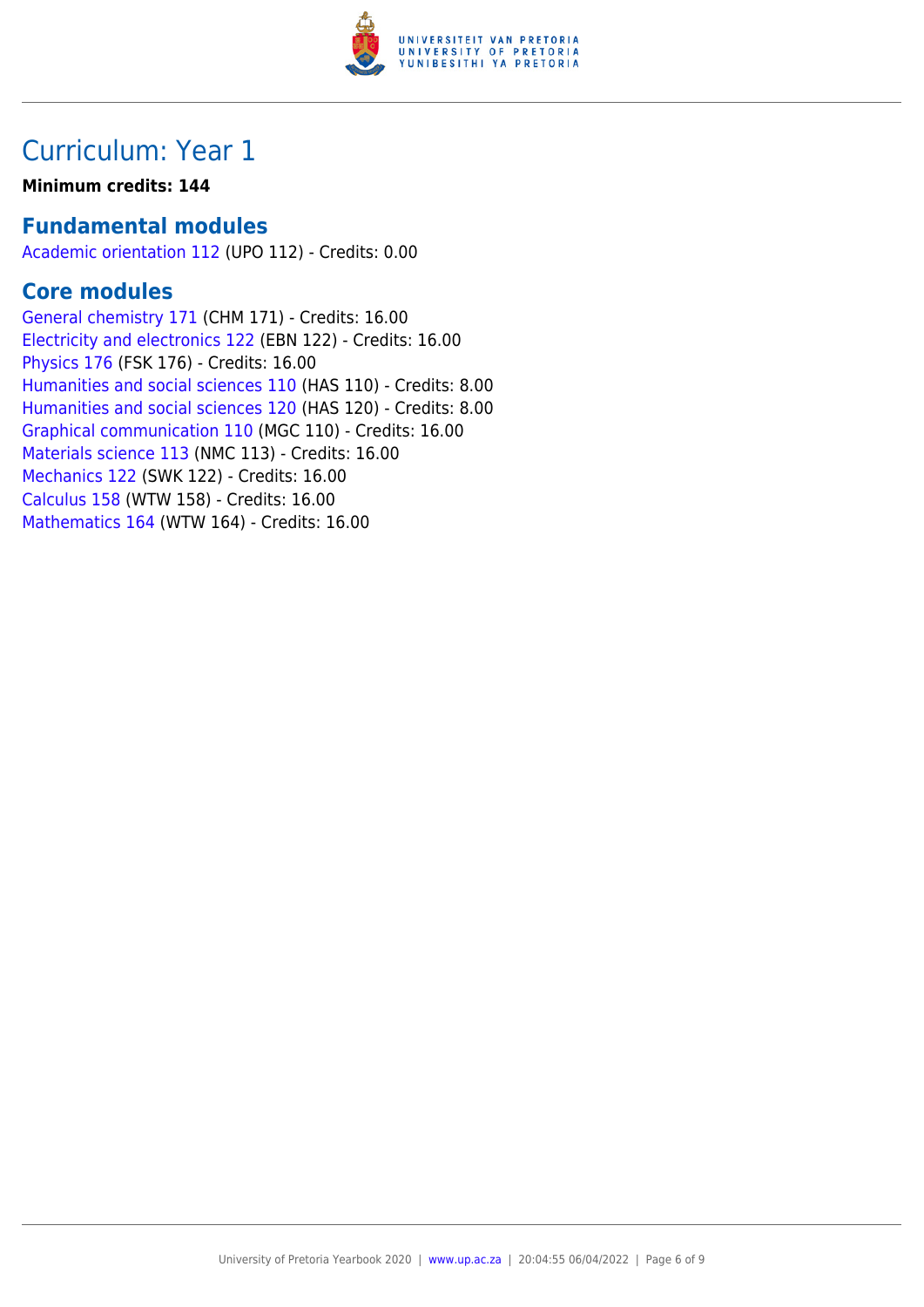# Curriculum: Year 1

**Minimum credits: 144**

## Fundamental modules

Academic orientation 112 (UPO 112) - Credits: 0.00

## Core modules

General chemistry 171 (CHM 171) - Credits: 16.00
Electricity and electronics 122 (EBN 122) - Credits: 16.00
Physics 176 (FSK 176) - Credits: 16.00
Humanities and social sciences 110 (HAS 110) - Credits: 8.00
Humanities and social sciences 120 (HAS 120) - Credits: 8.00
Graphical communication 110 (MGC 110) - Credits: 16.00
Materials science 113 (NMC 113) - Credits: 16.00
Mechanics 122 (SWK 122) - Credits: 16.00
Calculus 158 (WTW 158) - Credits: 16.00
Mathematics 164 (WTW 164) - Credits: 16.00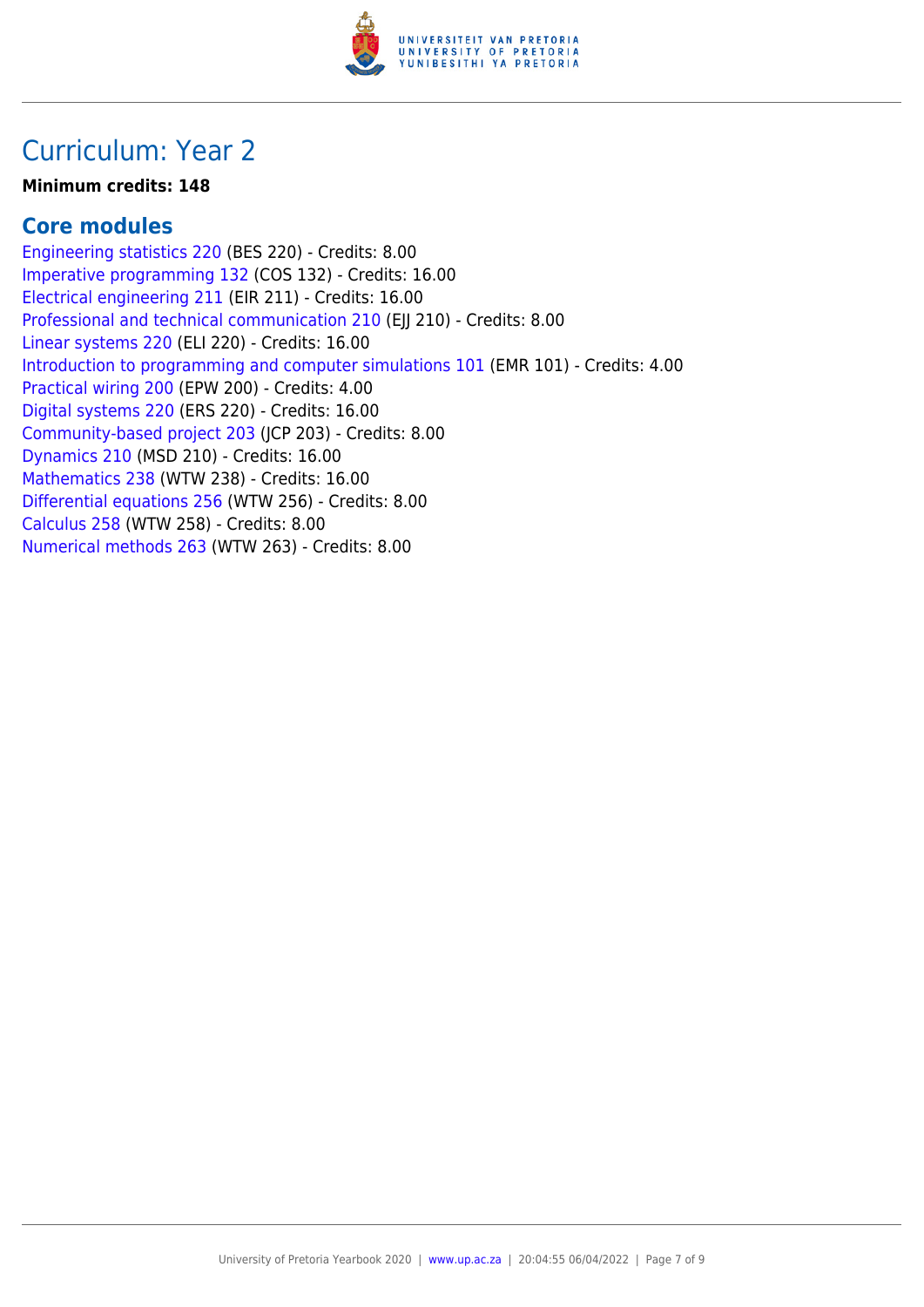# Curriculum: Year 2

**Minimum credits: 148**

## Core modules

Engineering statistics 220 (BES 220) - Credits: 8.00
Imperative programming 132 (COS 132) - Credits: 16.00
Electrical engineering 211 (EIR 211) - Credits: 16.00
Professional and technical communication 210 (EJJ 210) - Credits: 8.00
Linear systems 220 (ELI 220) - Credits: 16.00
Introduction to programming and computer simulations 101 (EMR 101) - Credits: 4.00
Practical wiring 200 (EPW 200) - Credits: 4.00
Digital systems 220 (ERS 220) - Credits: 16.00
Community-based project 203 (JCP 203) - Credits: 8.00
Dynamics 210 (MSD 210) - Credits: 16.00
Mathematics 238 (WTW 238) - Credits: 16.00
Differential equations 256 (WTW 256) - Credits: 8.00
Calculus 258 (WTW 258) - Credits: 8.00
Numerical methods 263 (WTW 263) - Credits: 8.00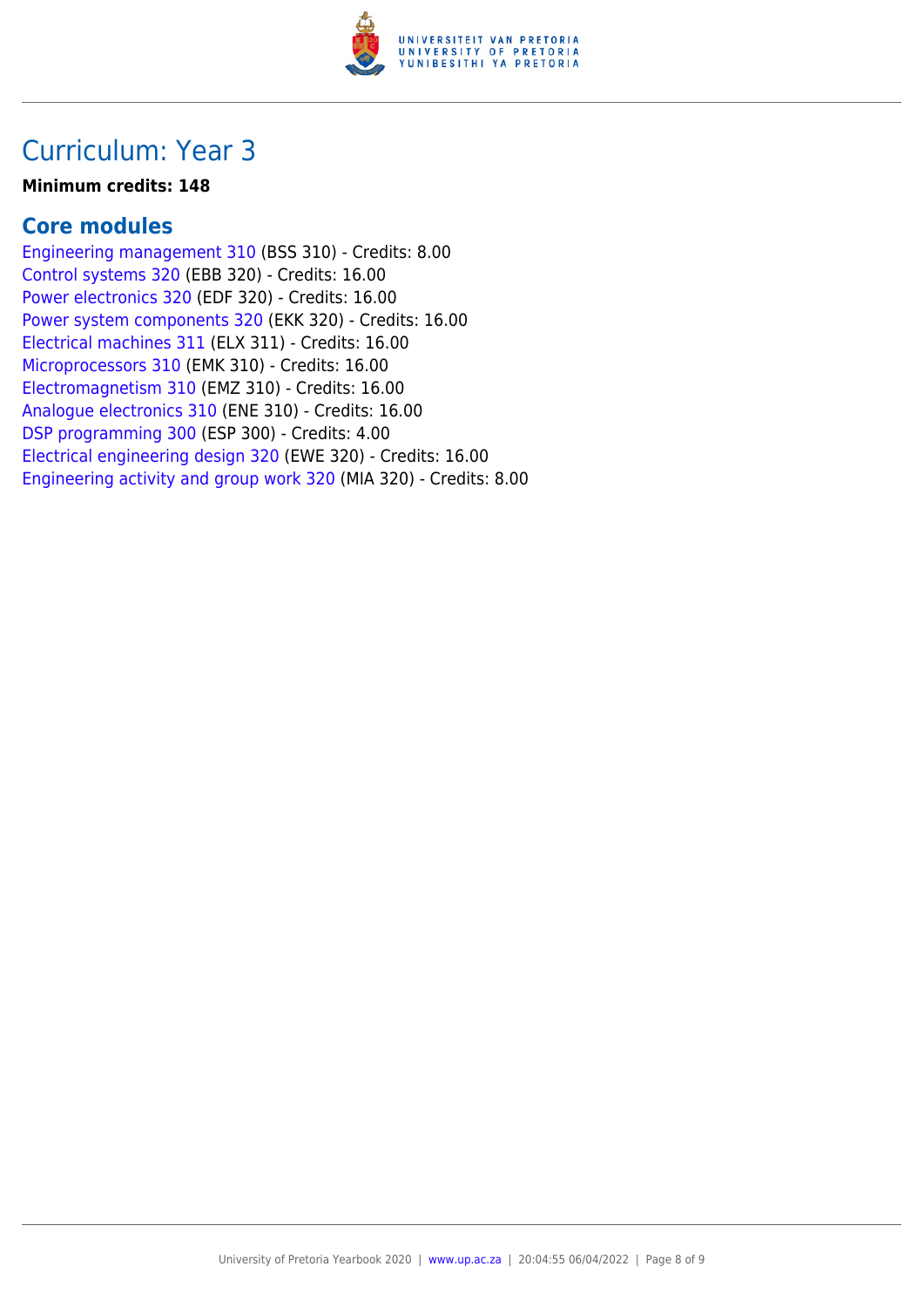# Curriculum: Year 3

**Minimum credits: 148**

## Core modules

Engineering management 310 (BSS 310) - Credits: 8.00
Control systems 320 (EBB 320) - Credits: 16.00
Power electronics 320 (EDF 320) - Credits: 16.00
Power system components 320 (EKK 320) - Credits: 16.00
Electrical machines 311 (ELX 311) - Credits: 16.00
Microprocessors 310 (EMK 310) - Credits: 16.00
Electromagnetism 310 (EMZ 310) - Credits: 16.00
Analogue electronics 310 (ENE 310) - Credits: 16.00
DSP programming 300 (ESP 300) - Credits: 4.00
Electrical engineering design 320 (EWE 320) - Credits: 16.00
Engineering activity and group work 320 (MIA 320) - Credits: 8.00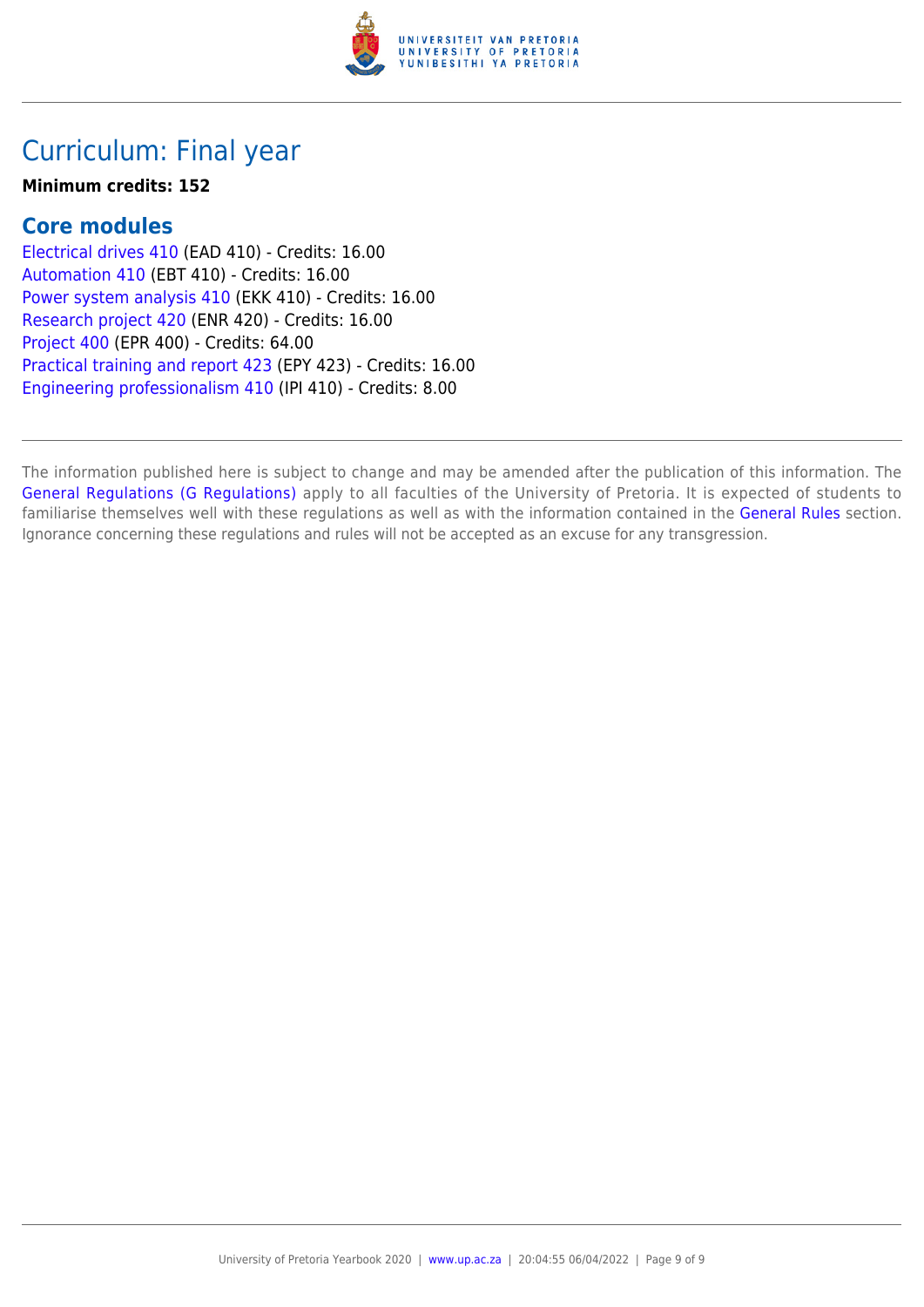# Curriculum: Final year

**Minimum credits: 152**

## Core modules

Electrical drives 410 (EAD 410) - Credits: 16.00
Automation 410 (EBT 410) - Credits: 16.00
Power system analysis 410 (EKK 410) - Credits: 16.00
Research project 420 (ENR 420) - Credits: 16.00
Project 400 (EPR 400) - Credits: 64.00
Practical training and report 423 (EPY 423) - Credits: 16.00
Engineering professionalism 410 (IPI 410) - Credits: 8.00

The information published here is subject to change and may be amended after the publication of this information. The General Regulations (G Regulations) apply to all faculties of the University of Pretoria. It is expected of students to familiarise themselves well with these regulations as well as with the information contained in the General Rules section. Ignorance concerning these regulations and rules will not be accepted as an excuse for any transgression.